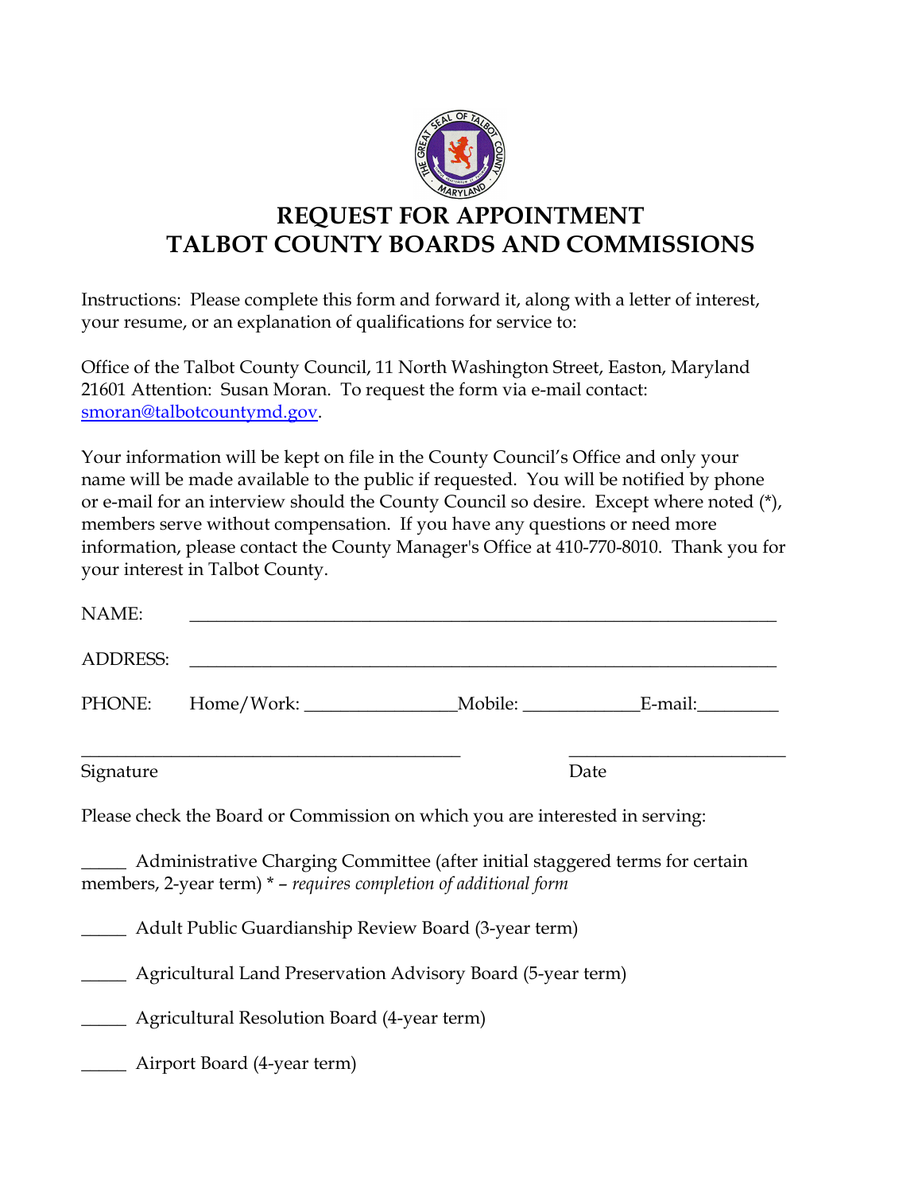# REQUEST FOR APPOINTMENT
# TALBOT COUNTY BOARDS AND COMMISSIONS

Instructions: Please complete this form and forward it, along with a letter of interest, your resume, or an explanation of qualifications for service to:

Office of the Talbot County Council, 11 North Washington Street, Easton, Maryland 21601 Attention: Susan Moran. To request the form via e-mail contact: smoran@talbotcountymd.gov.

Your information will be kept on file in the County Council's Office and only your name will be made available to the public if requested. You will be notified by phone or e-mail for an interview should the County Council so desire. Except where noted (*), members serve without compensation. If you have any questions or need more information, please contact the County Manager's Office at 410-770-8010. Thank you for your interest in Talbot County.

NAME: ____________________________________________________________

ADDRESS: ____________________________________________________________

PHONE: Home/Work: ________________ Mobile: _____________ E-mail: _________

_____________________________________________ ________________________

Signature Date

Please check the Board or Commission on which you are interested in serving:

_____ Administrative Charging Committee (after initial staggered terms for certain members, 2-year term) * – *requires completion of additional form*

_____ Adult Public Guardianship Review Board (3-year term)

_____ Agricultural Land Preservation Advisory Board (5-year term)

_____ Agricultural Resolution Board (4-year term)

_____ Airport Board (4-year term)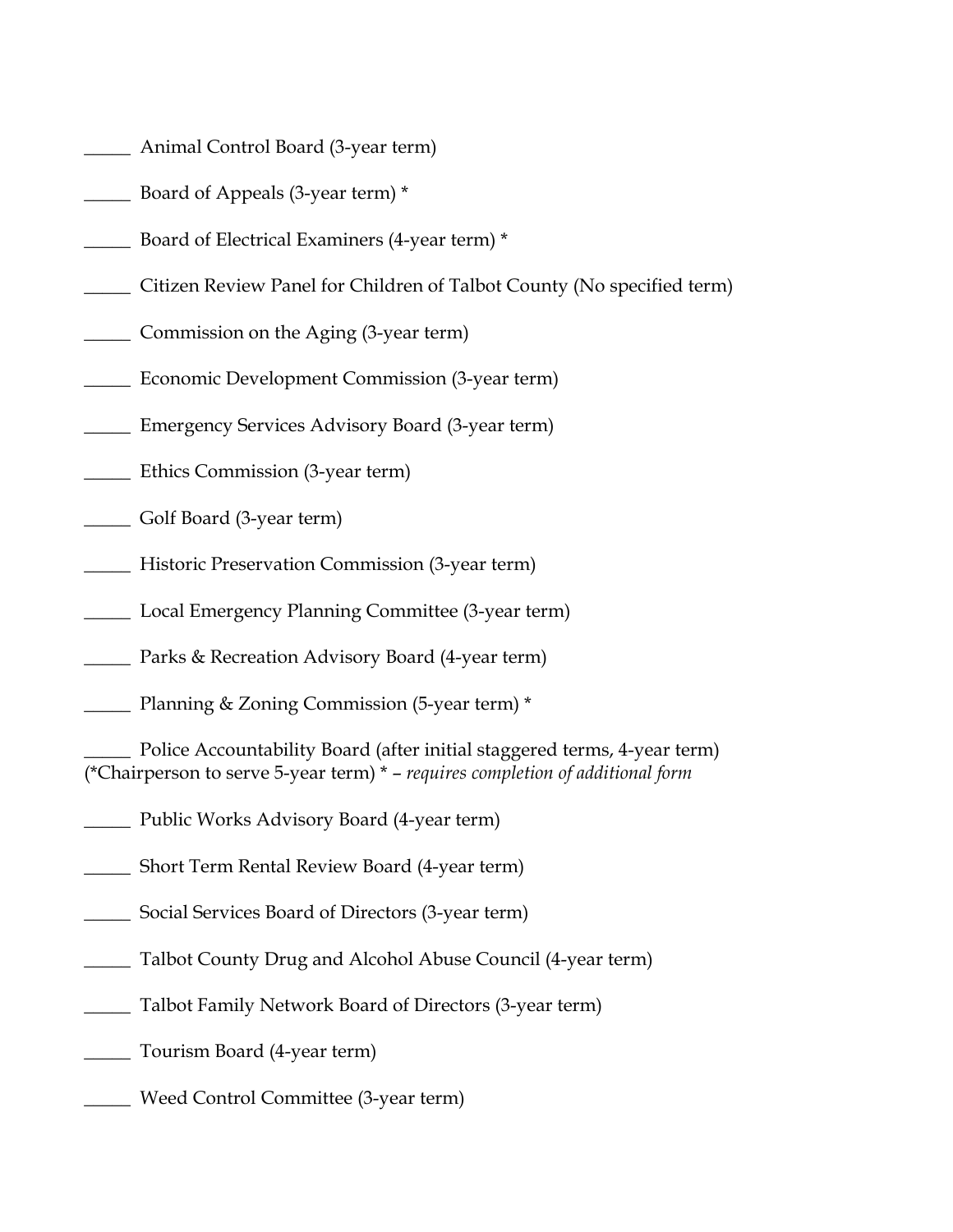_____ Animal Control Board (3-year term)

_____ Board of Appeals (3-year term) *

_____ Board of Electrical Examiners (4-year term) *

_____ Citizen Review Panel for Children of Talbot County (No specified term)

_____ Commission on the Aging (3-year term)

_____ Economic Development Commission (3-year term)

_____ Emergency Services Advisory Board (3-year term)

_____ Ethics Commission (3-year term)

_____ Golf Board (3-year term)

_____ Historic Preservation Commission (3-year term)

_____ Local Emergency Planning Committee (3-year term)

_____ Parks & Recreation Advisory Board (4-year term)

_____ Planning & Zoning Commission (5-year term) *

_____ Police Accountability Board (after initial staggered terms, 4-year term) (*Chairperson to serve 5-year term) * – *requires completion of additional form*

_____ Public Works Advisory Board (4-year term)

_____ Short Term Rental Review Board (4-year term)

_____ Social Services Board of Directors (3-year term)

_____ Talbot County Drug and Alcohol Abuse Council (4-year term)

_____ Talbot Family Network Board of Directors (3-year term)

_____ Tourism Board (4-year term)

_____ Weed Control Committee (3-year term)